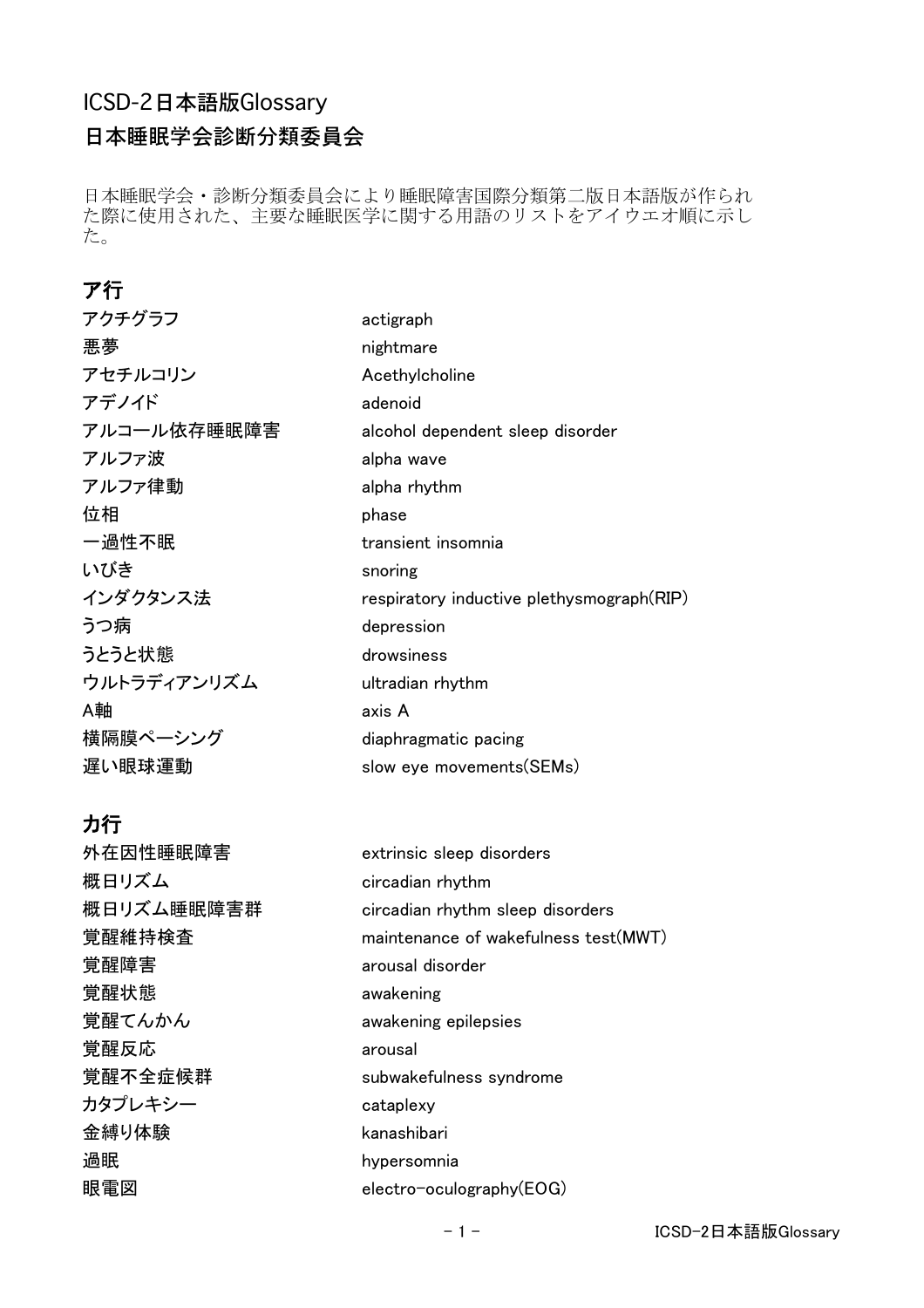# ICSD-2日本語版Glossary

## 日本睡眠学会診断分類委員会

日本睡眠学会・診断分類委員会により睡眠障害国際分類第二版日本語版が作られた際に使用された、主要な睡眠医学に関する用語のリストをアイウエオ順に示した。

## ア行

| | |
|---|---|
| アクチグラフ | actigraph |
| 悪夢 | nightmare |
| アセチルコリン | Acethylcholine |
| アデノイド | adenoid |
| アルコール依存睡眠障害 | alcohol dependent sleep disorder |
| アルファ波 | alpha wave |
| アルファ律動 | alpha rhythm |
| 位相 | phase |
| 一過性不眠 | transient insomnia |
| いびき | snoring |
| インダクタンス法 | respiratory inductive plethysmograph(RIP) |
| うつ病 | depression |
| うとうと状態 | drowsiness |
| ウルトラディアンリズム | ultradian rhythm |
| A軸 | axis A |
| 横隔膜ペーシング | diaphragmatic pacing |
| 遅い眼球運動 | slow eye movements(SEMs) |

## カ行

| | |
|---|---|
| 外在因性睡眠障害 | extrinsic sleep disorders |
| 概日リズム | circadian rhythm |
| 概日リズム睡眠障害群 | circadian rhythm sleep disorders |
| 覚醒維持検査 | maintenance of wakefulness test(MWT) |
| 覚醒障害 | arousal disorder |
| 覚醒状態 | awakening |
| 覚醒てんかん | awakening epilepsies |
| 覚醒反応 | arousal |
| 覚醒不全症候群 | subwakefulness syndrome |
| カタプレキシー | cataplexy |
| 金縛り体験 | kanashibari |
| 過眠 | hypersomnia |
| 眼電図 | electro-oculography(EOG) |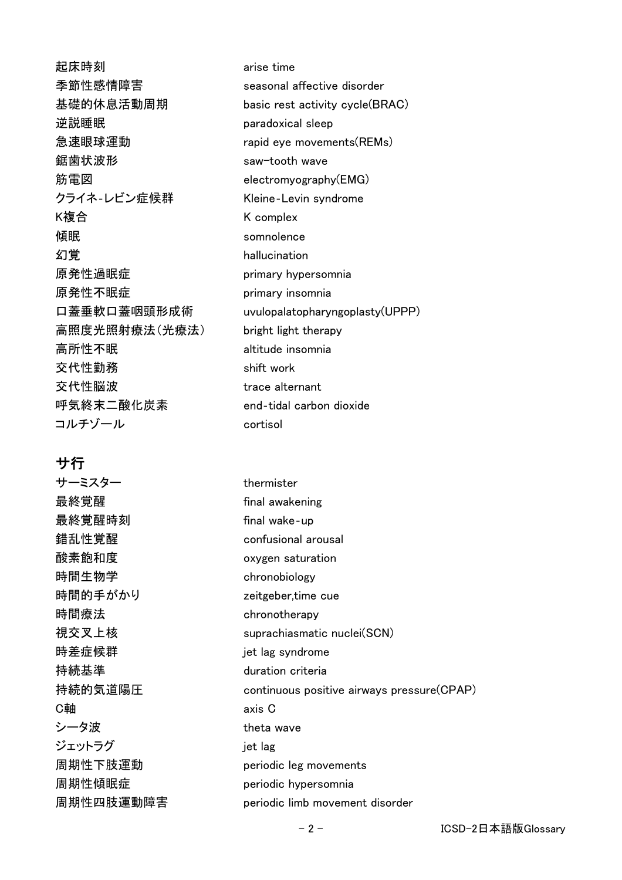| | |
|---|---|
| 起床時刻 | arise time |
| 季節性感情障害 | seasonal affective disorder |
| 基礎的休息活動周期 | basic rest activity cycle(BRAC) |
| 逆説睡眠 | paradoxical sleep |
| 急速眼球運動 | rapid eye movements(REMs) |
| 鋸歯状波形 | saw-tooth wave |
| 筋電図 | electromyography(EMG) |
| クライネ-レビン症候群 | Kleine-Levin syndrome |
| K複合 | K complex |
| 傾眠 | somnolence |
| 幻覚 | hallucination |
| 原発性過眠症 | primary hypersomnia |
| 原発性不眠症 | primary insomnia |
| 口蓋垂軟口蓋咽頭形成術 | uvulopalatopharyngoplasty(UPPP) |
| 高照度光照射療法（光療法） | bright light therapy |
| 高所性不眠 | altitude insomnia |
| 交代性勤務 | shift work |
| 交代性脳波 | trace alternant |
| 呼気終末二酸化炭素 | end-tidal carbon dioxide |
| コルチゾール | cortisol |

## サ行

| | |
|---|---|
| サーミスター | thermister |
| 最終覚醒 | final awakening |
| 最終覚醒時刻 | final wake-up |
| 錯乱性覚醒 | confusional arousal |
| 酸素飽和度 | oxygen saturation |
| 時間生物学 | chronobiology |
| 時間的手がかり | zeitgeber,time cue |
| 時間療法 | chronotherapy |
| 視交叉上核 | suprachiasmatic nuclei(SCN) |
| 時差症候群 | jet lag syndrome |
| 持続基準 | duration criteria |
| 持続的気道陽圧 | continuous positive airways pressure(CPAP) |
| C軸 | axis C |
| シータ波 | theta wave |
| ジェットラグ | jet lag |
| 周期性下肢運動 | periodic leg movements |
| 周期性傾眠症 | periodic hypersomnia |
| 周期性四肢運動障害 | periodic limb movement disorder |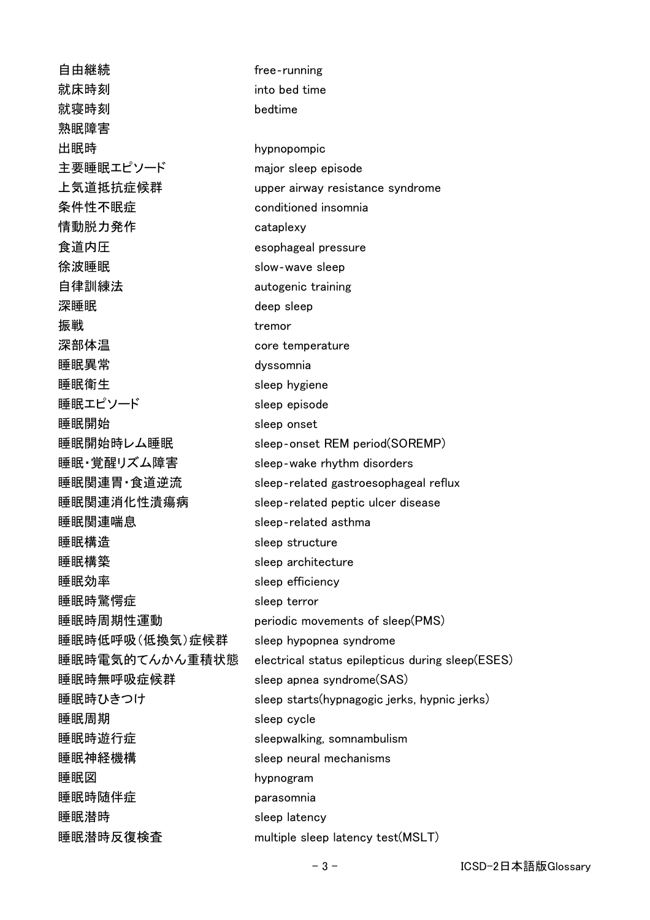| | |
|---|---|
| 自由継続 | free-running |
| 就床時刻 | into bed time |
| 就寝時刻 | bedtime |
| 熟眠障害 | |
| 出眠時 | hypnopompic |
| 主要睡眠エピソード | major sleep episode |
| 上気道抵抗症候群 | upper airway resistance syndrome |
| 条件性不眠症 | conditioned insomnia |
| 情動脱力発作 | cataplexy |
| 食道内圧 | esophageal pressure |
| 徐波睡眠 | slow-wave sleep |
| 自律訓練法 | autogenic training |
| 深睡眠 | deep sleep |
| 振戦 | tremor |
| 深部体温 | core temperature |
| 睡眠異常 | dyssomnia |
| 睡眠衛生 | sleep hygiene |
| 睡眠エピソード | sleep episode |
| 睡眠開始 | sleep onset |
| 睡眠開始時レム睡眠 | sleep-onset REM period(SOREMP) |
| 睡眠・覚醒リズム障害 | sleep-wake rhythm disorders |
| 睡眠関連胃・食道逆流 | sleep-related gastroesophageal reflux |
| 睡眠関連消化性潰瘍病 | sleep-related peptic ulcer disease |
| 睡眠関連喘息 | sleep-related asthma |
| 睡眠構造 | sleep structure |
| 睡眠構築 | sleep architecture |
| 睡眠効率 | sleep efficiency |
| 睡眠時驚愕症 | sleep terror |
| 睡眠時周期性運動 | periodic movements of sleep(PMS) |
| 睡眠時低呼吸(低換気)症候群 | sleep hypopnea syndrome |
| 睡眠時電気的てんかん重積状態 | electrical status epilepticus during sleep(ESES) |
| 睡眠時無呼吸症候群 | sleep apnea syndrome(SAS) |
| 睡眠時ひきつけ | sleep starts(hypnagogic jerks, hypnic jerks) |
| 睡眠周期 | sleep cycle |
| 睡眠時遊行症 | sleepwalking, somnambulism |
| 睡眠神経機構 | sleep neural mechanisms |
| 睡眠図 | hypnogram |
| 睡眠時随伴症 | parasomnia |
| 睡眠潜時 | sleep latency |
| 睡眠潜時反復検査 | multiple sleep latency test(MSLT) |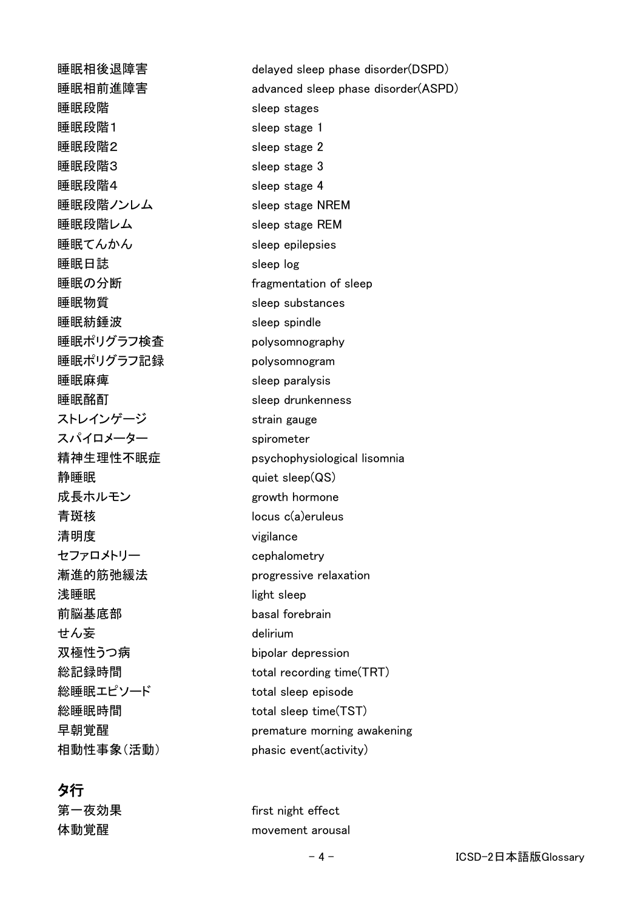| | |
|---|---|
| 睡眠相後退障害 | delayed sleep phase disorder(DSPD) |
| 睡眠相前進障害 | advanced sleep phase disorder(ASPD) |
| 睡眠段階 | sleep stages |
| 睡眠段階1 | sleep stage 1 |
| 睡眠段階2 | sleep stage 2 |
| 睡眠段階3 | sleep stage 3 |
| 睡眠段階4 | sleep stage 4 |
| 睡眠段階ノンレム | sleep stage NREM |
| 睡眠段階レム | sleep stage REM |
| 睡眠てんかん | sleep epilepsies |
| 睡眠日誌 | sleep log |
| 睡眠の分断 | fragmentation of sleep |
| 睡眠物質 | sleep substances |
| 睡眠紡錘波 | sleep spindle |
| 睡眠ポリグラフ検査 | polysomnography |
| 睡眠ポリグラフ記録 | polysomnogram |
| 睡眠麻痺 | sleep paralysis |
| 睡眠酩酊 | sleep drunkenness |
| ストレインゲージ | strain gauge |
| スパイロメーター | spirometer |
| 精神生理性不眠症 | psychophysiological lisomnia |
| 静睡眠 | quiet sleep(QS) |
| 成長ホルモン | growth hormone |
| 青斑核 | locus c(a)eruleus |
| 清明度 | vigilance |
| セファロメトリー | cephalometry |
| 漸進的筋弛緩法 | progressive relaxation |
| 浅睡眠 | light sleep |
| 前脳基底部 | basal forebrain |
| せん妄 | delirium |
| 双極性うつ病 | bipolar depression |
| 総記録時間 | total recording time(TRT) |
| 総睡眠エピソード | total sleep episode |
| 総睡眠時間 | total sleep time(TST) |
| 早朝覚醒 | premature morning awakening |
| 相動性事象(活動) | phasic event(activity) |

## タ行

| | |
|---|---|
| 第一夜効果 | first night effect |
| 体動覚醒 | movement arousal |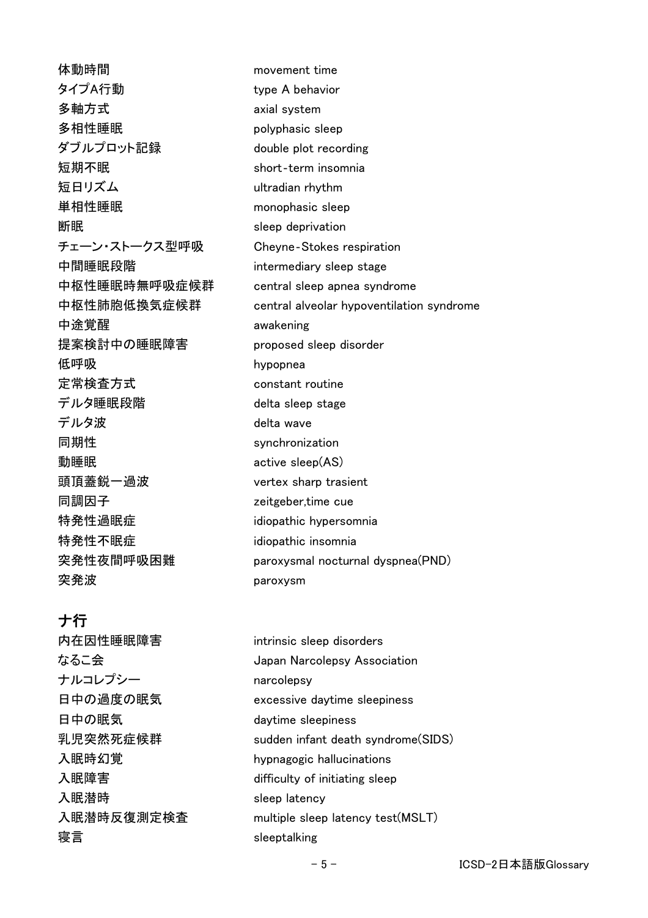| | |
|---|---|
| 体動時間 | movement time |
| タイプA行動 | type A behavior |
| 多軸方式 | axial system |
| 多相性睡眠 | polyphasic sleep |
| ダブルプロット記録 | double plot recording |
| 短期不眠 | short-term insomnia |
| 短日リズム | ultradian rhythm |
| 単相性睡眠 | monophasic sleep |
| 断眠 | sleep deprivation |
| チェーン・ストークス型呼吸 | Cheyne-Stokes respiration |
| 中間睡眠段階 | intermediary sleep stage |
| 中枢性睡眠時無呼吸症候群 | central sleep apnea syndrome |
| 中枢性肺胞低換気症候群 | central alveolar hypoventilation syndrome |
| 中途覚醒 | awakening |
| 提案検討中の睡眠障害 | proposed sleep disorder |
| 低呼吸 | hypopnea |
| 定常検査方式 | constant routine |
| デルタ睡眠段階 | delta sleep stage |
| デルタ波 | delta wave |
| 同期性 | synchronization |
| 動睡眠 | active sleep(AS) |
| 頭頂蓋鋭一過波 | vertex sharp trasient |
| 同調因子 | zeitgeber,time cue |
| 特発性過眠症 | idiopathic hypersomnia |
| 特発性不眠症 | idiopathic insomnia |
| 突発性夜間呼吸困難 | paroxysmal nocturnal dyspnea(PND) |
| 突発波 | paroxysm |

## ナ行

| | |
|---|---|
| 内在因性睡眠障害 | intrinsic sleep disorders |
| なるこ会 | Japan Narcolepsy Association |
| ナルコレプシー | narcolepsy |
| 日中の過度の眠気 | excessive daytime sleepiness |
| 日中の眠気 | daytime sleepiness |
| 乳児突然死症候群 | sudden infant death syndrome(SIDS) |
| 入眠時幻覚 | hypnagogic hallucinations |
| 入眠障害 | difficulty of initiating sleep |
| 入眠潜時 | sleep latency |
| 入眠潜時反復測定検査 | multiple sleep latency test(MSLT) |
| 寝言 | sleeptalking |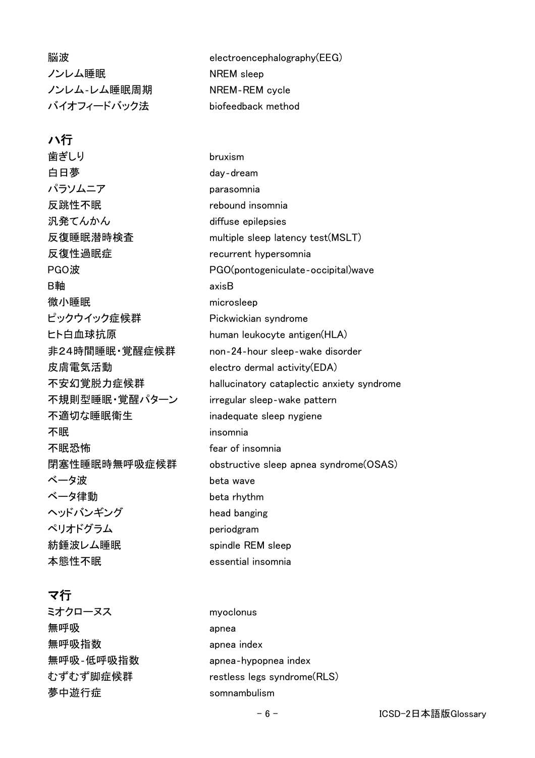| | |
|---|---|
| 脳波 | electroencephalography(EEG) |
| ノンレム睡眠 | NREM sleep |
| ノンレム-レム睡眠周期 | NREM-REM cycle |
| バイオフィードバック法 | biofeedback method |

## ハ行

| | |
|---|---|
| 歯ぎしり | bruxism |
| 白日夢 | day-dream |
| パラソムニア | parasomnia |
| 反跳性不眠 | rebound insomnia |
| 汎発てんかん | diffuse epilepsies |
| 反復睡眠潜時検査 | multiple sleep latency test(MSLT) |
| 反復性過眠症 | recurrent hypersomnia |
| PGO波 | PGO(pontogeniculate-occipital)wave |
| B軸 | axisB |
| 微小睡眠 | microsleep |
| ピックウイック症候群 | Pickwickian syndrome |
| ヒト白血球抗原 | human leukocyte antigen(HLA) |
| 非24時間睡眠・覚醒症候群 | non-24-hour sleep-wake disorder |
| 皮膚電気活動 | electro dermal activity(EDA) |
| 不安幻覚脱力症候群 | hallucinatory cataplectic anxiety syndrome |
| 不規則型睡眠・覚醒パターン | irregular sleep-wake pattern |
| 不適切な睡眠衛生 | inadequate sleep nygiene |
| 不眠 | insomnia |
| 不眠恐怖 | fear of insomnia |
| 閉塞性睡眠時無呼吸症候群 | obstructive sleep apnea syndrome(OSAS) |
| ベータ波 | beta wave |
| ベータ律動 | beta rhythm |
| ヘッドバンギング | head banging |
| ペリオドグラム | periodgram |
| 紡錘波レム睡眠 | spindle REM sleep |
| 本態性不眠 | essential insomnia |

## マ行

| | |
|---|---|
| ミオクローヌス | myoclonus |
| 無呼吸 | apnea |
| 無呼吸指数 | apnea index |
| 無呼吸-低呼吸指数 | apnea-hypopnea index |
| むずむず脚症候群 | restless legs syndrome(RLS) |
| 夢中遊行症 | somnambulism |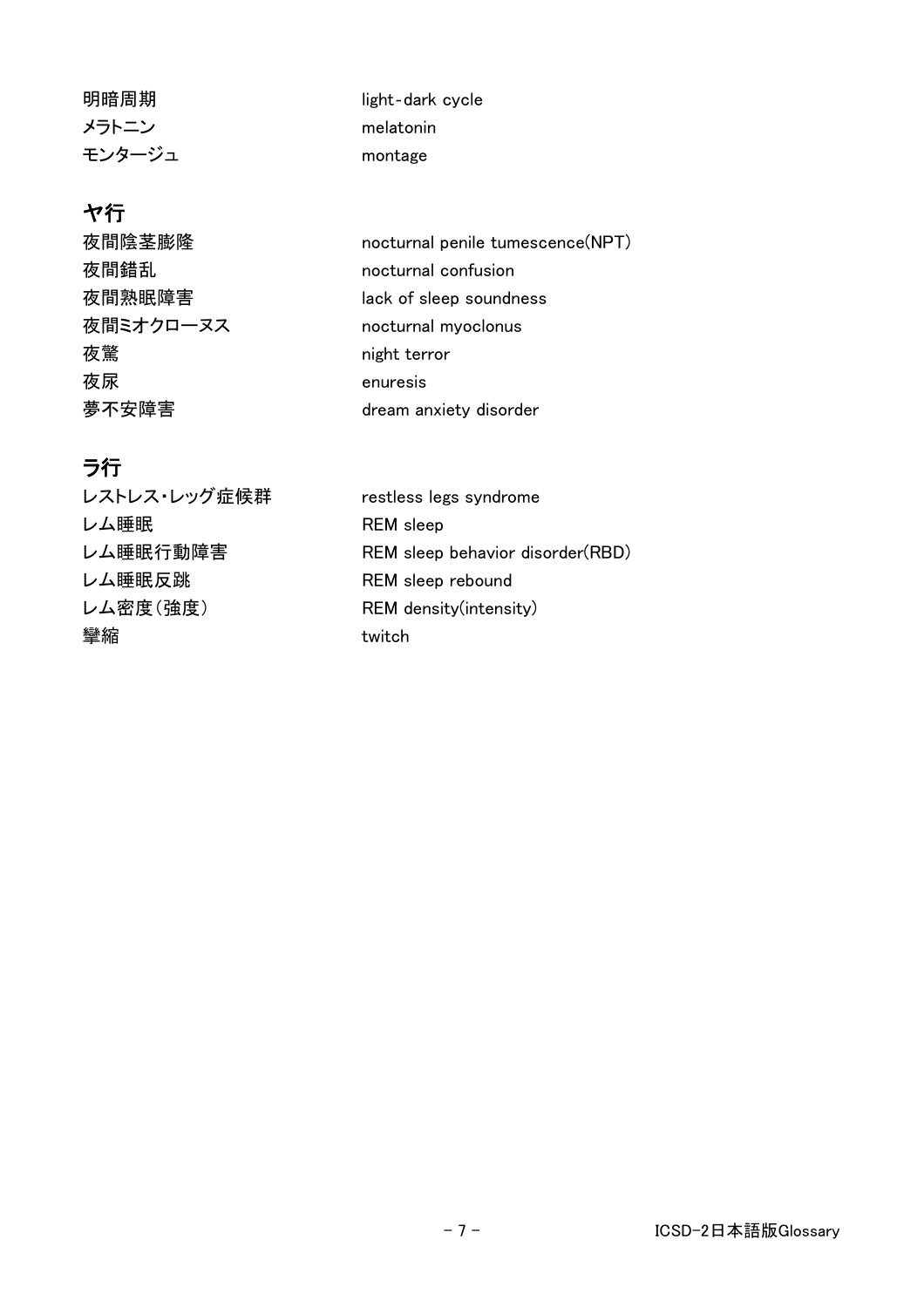| | |
|---|---|
| 明暗周期 | light-dark cycle |
| メラトニン | melatonin |
| モンタージュ | montage |

## ヤ行

| | |
|---|---|
| 夜間陰茎膨隆 | nocturnal penile tumescence(NPT) |
| 夜間錯乱 | nocturnal confusion |
| 夜間熟眠障害 | lack of sleep soundness |
| 夜間ミオクローヌス | nocturnal myoclonus |
| 夜驚 | night terror |
| 夜尿 | enuresis |
| 夢不安障害 | dream anxiety disorder |

## ラ行

| | |
|---|---|
| レストレス・レッグ症候群 | restless legs syndrome |
| レム睡眠 | REM sleep |
| レム睡眠行動障害 | REM sleep behavior disorder(RBD) |
| レム睡眠反跳 | REM sleep rebound |
| レム密度(強度) | REM density(intensity) |
| 攣縮 | twitch |